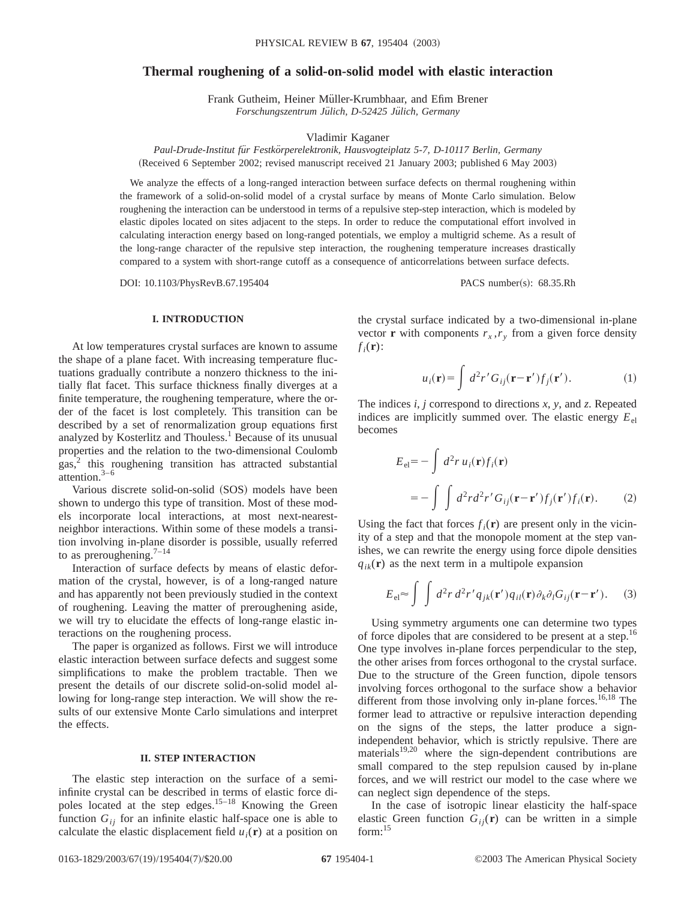# Thermal roughening of a solid-on-solid model with elastic interaction

Frank Gutheim, Heiner Müller-Krumbhaar, and Efim Brener
*Forschungszentrum Jülich, D-52425 Jülich, Germany*

Vladimir Kaganer
*Paul-Drude-Institut für Festkörperelektronik, Hausvogteiplatz 5-7, D-10117 Berlin, Germany*
(Received 6 September 2002; revised manuscript received 21 January 2003; published 6 May 2003)

We analyze the effects of a long-ranged interaction between surface defects on thermal roughening within the framework of a solid-on-solid model of a crystal surface by means of Monte Carlo simulation. Below roughening the interaction can be understood in terms of a repulsive step-step interaction, which is modeled by elastic dipoles located on sites adjacent to the steps. In order to reduce the computational effort involved in calculating interaction energy based on long-ranged potentials, we employ a multigrid scheme. As a result of the long-range character of the repulsive step interaction, the roughening temperature increases drastically compared to a system with short-range cutoff as a consequence of anticorrelations between surface defects.

DOI: 10.1103/PhysRevB.67.195404 PACS number(s): 68.35.Rh

## I. INTRODUCTION

At low temperatures crystal surfaces are known to assume the shape of a plane facet. With increasing temperature fluctuations gradually contribute a nonzero thickness to the initially flat facet. This surface thickness finally diverges at a finite temperature, the roughening temperature, where the order of the facet is lost completely. This transition can be described by a set of renormalization group equations first analyzed by Kosterlitz and Thouless.[1] Because of its unusual properties and the relation to the two-dimensional Coulomb gas,[2] this roughening transition has attracted substantial attention.[3–6]

Various discrete solid-on-solid (SOS) models have been shown to undergo this type of transition. Most of these models incorporate local interactions, at most next-nearest-neighbor interactions. Within some of these models a transition involving in-plane disorder is possible, usually referred to as preroughening.[7–14]

Interaction of surface defects by means of elastic deformation of the crystal, however, is of a long-ranged nature and has apparently not been previously studied in the context of roughening. Leaving the matter of preroughening aside, we will try to elucidate the effects of long-range elastic interactions on the roughening process.

The paper is organized as follows. First we will introduce elastic interaction between surface defects and suggest some simplifications to make the problem tractable. Then we present the details of our discrete solid-on-solid model allowing for long-range step interaction. We will show the results of our extensive Monte Carlo simulations and interpret the effects.

## II. STEP INTERACTION

The elastic step interaction on the surface of a semi-infinite crystal can be described in terms of elastic force dipoles located at the step edges.[15–18] Knowing the Green function $G_{ij}$ for an infinite elastic half-space one is able to calculate the elastic displacement field $u_i(\mathbf{r})$ at a position on the crystal surface indicated by a two-dimensional in-plane vector $\mathbf{r}$ with components $r_x, r_y$ from a given force density $f_i(\mathbf{r})$:

$$u_i(\mathbf{r}) = \int d^2r' \, G_{ij}(\mathbf{r}-\mathbf{r}')f_j(\mathbf{r}'). \tag{1}$$

The indices $i$, $j$ correspond to directions $x$, $y$, and $z$. Repeated indices are implicitly summed over. The elastic energy $E_{\mathrm{el}}$ becomes

$$\begin{aligned} E_{\mathrm{el}} &= -\int d^2r \, u_i(\mathbf{r})f_i(\mathbf{r}) \\ &= -\int\int d^2r d^2r' \, G_{ij}(\mathbf{r}-\mathbf{r}')f_j(\mathbf{r}')f_i(\mathbf{r}). \end{aligned} \tag{2}$$

Using the fact that forces $f_i(\mathbf{r})$ are present only in the vicinity of a step and that the monopole moment at the step vanishes, we can rewrite the energy using force dipole densities $q_{ik}(\mathbf{r})$ as the next term in a multipole expansion

$$E_{\mathrm{el}} \approx \int\int d^2r \, d^2r' \, q_{jk}(\mathbf{r}')q_{il}(\mathbf{r})\partial_k\partial_l G_{ij}(\mathbf{r}-\mathbf{r}'). \tag{3}$$

Using symmetry arguments one can determine two types of force dipoles that are considered to be present at a step.[16] One type involves in-plane forces perpendicular to the step, the other arises from forces orthogonal to the crystal surface. Due to the structure of the Green function, dipole tensors involving forces orthogonal to the surface show a behavior different from those involving only in-plane forces.[16,18] The former lead to attractive or repulsive interaction depending on the signs of the steps, the latter produce a sign-independent behavior, which is strictly repulsive. There are materials[19,20] where the sign-dependent contributions are small compared to the step repulsion caused by in-plane forces, and we will restrict our model to the case where we can neglect sign dependence of the steps.

In the case of isotropic linear elasticity the half-space elastic Green function $G_{ij}(\mathbf{r})$ can be written in a simple form:[15]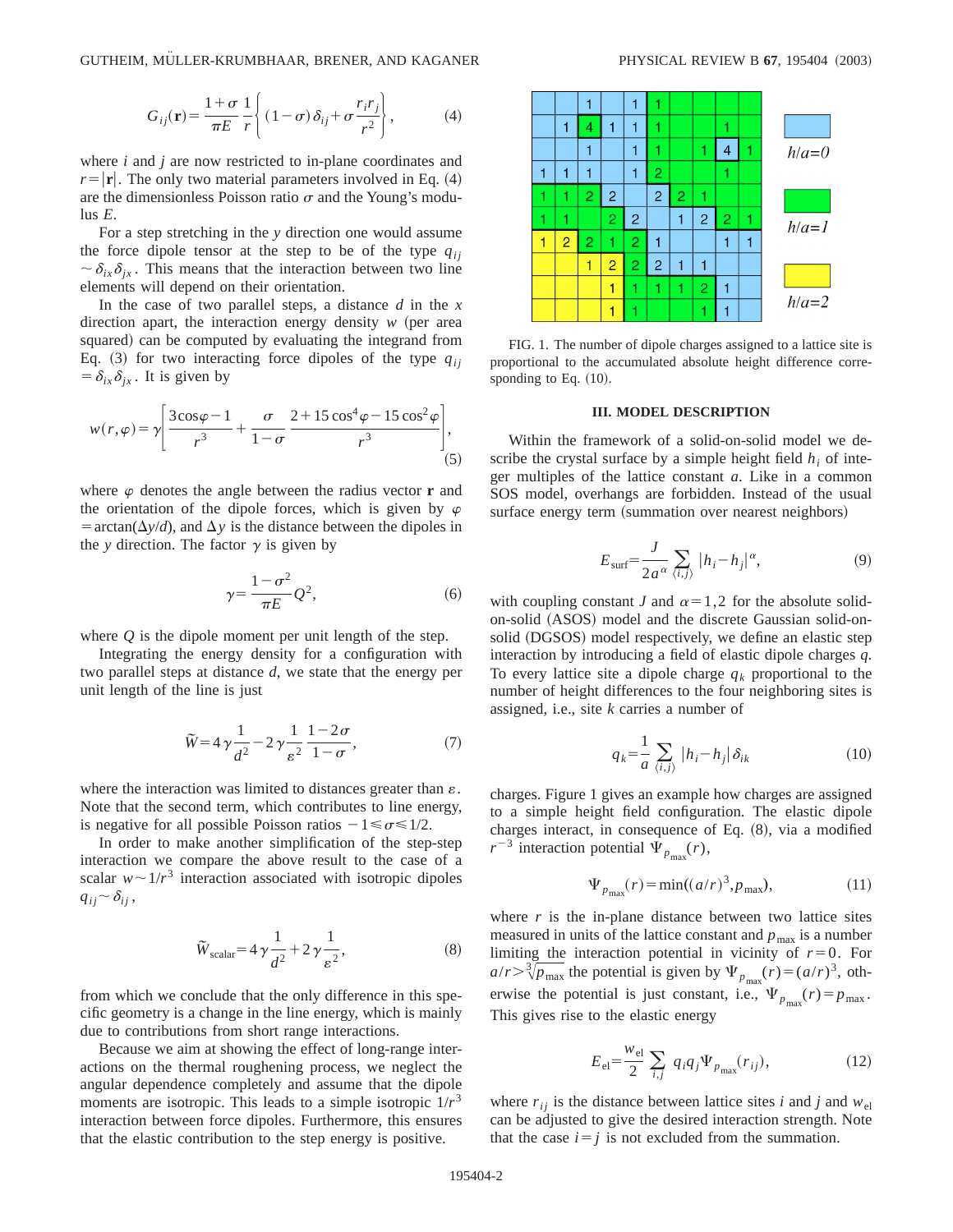$$G_{ij}(\mathbf{r}) = \frac{1+\sigma}{\pi E}\frac{1}{r}\left\{(1-\sigma)\delta_{ij} + \sigma\frac{r_i r_j}{r^2}\right\}, \tag{4}$$

where $i$ and $j$ are now restricted to in-plane coordinates and $r=|\mathbf{r}|$. The only two material parameters involved in Eq. (4) are the dimensionless Poisson ratio $\sigma$ and the Young's modulus $E$.

For a step stretching in the $y$ direction one would assume the force dipole tensor at the step to be of the type $q_{ij} \sim \delta_{ix}\delta_{jx}$. This means that the interaction between two line elements will depend on their orientation.

In the case of two parallel steps, a distance $d$ in the $x$ direction apart, the interaction energy density $w$ (per area squared) can be computed by evaluating the integrand from Eq. (3) for two interacting force dipoles of the type $q_{ij} = \delta_{ix}\delta_{jx}$. It is given by

$$w(r,\varphi) = \gamma\left[\frac{3\cos\varphi - 1}{r^3} + \frac{\sigma}{1-\sigma}\,\frac{2+15\cos^4\varphi - 15\cos^2\varphi}{r^3}\right], \tag{5}$$

where $\varphi$ denotes the angle between the radius vector $\mathbf{r}$ and the orientation of the dipole forces, which is given by $\varphi = \arctan(\Delta y/d)$, and $\Delta y$ is the distance between the dipoles in the $y$ direction. The factor $\gamma$ is given by

$$\gamma = \frac{1-\sigma^2}{\pi E}Q^2, \tag{6}$$

where $Q$ is the dipole moment per unit length of the step.

Integrating the energy density for a configuration with two parallel steps at distance $d$, we state that the energy per unit length of the line is just

$$\tilde{W} = 4\gamma\frac{1}{d^2} - 2\gamma\frac{1}{\varepsilon^2}\,\frac{1-2\sigma}{1-\sigma}, \tag{7}$$

where the interaction was limited to distances greater than $\varepsilon$. Note that the second term, which contributes to line energy, is negative for all possible Poisson ratios $-1 \leqslant \sigma \leqslant 1/2$.

In order to make another simplification of the step-step interaction we compare the above result to the case of a scalar $w \sim 1/r^3$ interaction associated with isotropic dipoles $q_{ij} \sim \delta_{ij}$,

$$\tilde{W}_{\mathrm{scalar}} = 4\gamma\frac{1}{d^2} + 2\gamma\frac{1}{\varepsilon^2}, \tag{8}$$

from which we conclude that the only difference in this specific geometry is a change in the line energy, which is mainly due to contributions from short range interactions.

Because we aim at showing the effect of long-range interactions on the thermal roughening process, we neglect the angular dependence completely and assume that the dipole moments are isotropic. This leads to a simple isotropic $1/r^3$ interaction between force dipoles. Furthermore, this ensures that the elastic contribution to the step energy is positive.

FIG. 1. The number of dipole charges assigned to a lattice site is proportional to the accumulated absolute height difference corresponding to Eq. (10).

## III. MODEL DESCRIPTION

Within the framework of a solid-on-solid model we describe the crystal surface by a simple height field $h_i$ of integer multiples of the lattice constant $a$. Like in a common SOS model, overhangs are forbidden. Instead of the usual surface energy term (summation over nearest neighbors)

$$E_{\mathrm{surf}} = \frac{J}{2a^{\alpha}}\sum_{\langle i,j\rangle}|h_i - h_j|^{\alpha}, \tag{9}$$

with coupling constant $J$ and $\alpha = 1,2$ for the absolute solid-on-solid (ASOS) model and the discrete Gaussian solid-on-solid (DGSOS) model respectively, we define an elastic step interaction by introducing a field of elastic dipole charges $q$. To every lattice site a dipole charge $q_k$ proportional to the number of height differences to the four neighboring sites is assigned, i.e., site $k$ carries a number of

$$q_k = \frac{1}{a}\sum_{\langle i,j\rangle}|h_i - h_j|\,\delta_{ik} \tag{10}$$

charges. Figure 1 gives an example how charges are assigned to a simple height field configuration. The elastic dipole charges interact, in consequence of Eq. (8), via a modified $r^{-3}$ interaction potential $\Psi_{p_{\max}}(r)$,

$$\Psi_{p_{\max}}(r) = \min((a/r)^3, p_{\max}), \tag{11}$$

where $r$ is the in-plane distance between two lattice sites measured in units of the lattice constant and $p_{\max}$ is a number limiting the interaction potential in vicinity of $r=0$. For $a/r > \sqrt[3]{p_{\max}}$ the potential is given by $\Psi_{p_{\max}}(r) = (a/r)^3$, otherwise the potential is just constant, i.e., $\Psi_{p_{\max}}(r) = p_{\max}$. This gives rise to the elastic energy

$$E_{\mathrm{el}} = \frac{w_{\mathrm{el}}}{2}\sum_{i,j} q_i q_j \Psi_{p_{\max}}(r_{ij}), \tag{12}$$

where $r_{ij}$ is the distance between lattice sites $i$ and $j$ and $w_{\mathrm{el}}$ can be adjusted to give the desired interaction strength. Note that the case $i=j$ is not excluded from the summation.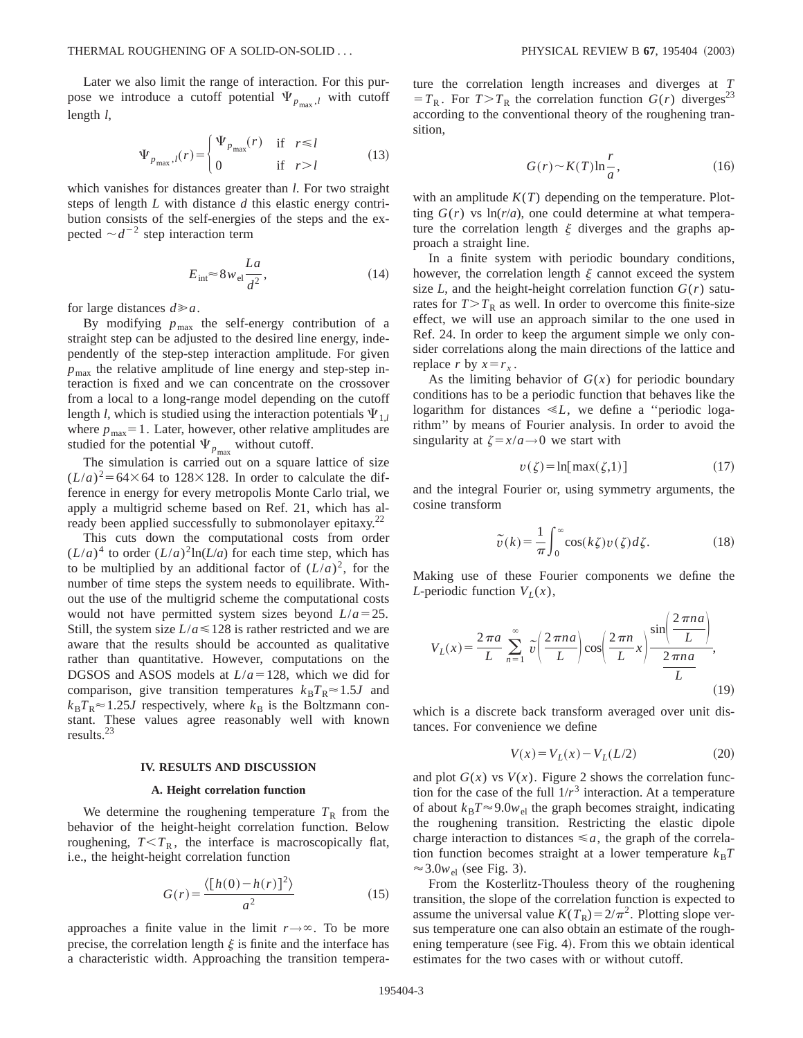Later we also limit the range of interaction. For this purpose we introduce a cutoff potential $\Psi_{p_{\max},l}$ with cutoff length $l$,

$$\Psi_{p_{\max},l}(r) = \begin{cases} \Psi_{p_{\max}}(r) & \text{if} \quad r \leq l \\ 0 & \text{if} \quad r > l \end{cases} \tag{13}$$

which vanishes for distances greater than $l$. For two straight steps of length $L$ with distance $d$ this elastic energy contribution consists of the self-energies of the steps and the expected $\sim d^{-2}$ step interaction term

$$E_{\text{int}} \approx 8 w_{\text{el}} \frac{La}{d^2}, \tag{14}$$

for large distances $d \gg a$.

By modifying $p_{\max}$ the self-energy contribution of a straight step can be adjusted to the desired line energy, independently of the step-step interaction amplitude. For given $p_{\max}$ the relative amplitude of line energy and step-step interaction is fixed and we can concentrate on the crossover from a local to a long-range model depending on the cutoff length $l$, which is studied using the interaction potentials $\Psi_{1,l}$ where $p_{\max}=1$. Later, however, other relative amplitudes are studied for the potential $\Psi_{p_{\max}}$ without cutoff.

The simulation is carried out on a square lattice of size $(L/a)^2 = 64 \times 64$ to $128 \times 128$. In order to calculate the difference in energy for every metropolis Monte Carlo trial, we apply a multigrid scheme based on Ref. 21, which has already been applied successfully to submonolayer epitaxy.[22]

This cuts down the computational costs from order $(L/a)^4$ to order $(L/a)^2 \ln(L/a)$ for each time step, which has to be multiplied by an additional factor of $(L/a)^2$, for the number of time steps the system needs to equilibrate. Without the use of the multigrid scheme the computational costs would not have permitted system sizes beyond $L/a = 25$. Still, the system size $L/a \leq 128$ is rather restricted and we are aware that the results should be accounted as qualitative rather than quantitative. However, computations on the DGSOS and ASOS models at $L/a = 128$, which we did for comparison, give transition temperatures $k_B T_R \approx 1.5J$ and $k_B T_R \approx 1.25J$ respectively, where $k_B$ is the Boltzmann constant. These values agree reasonably well with known results.[23]

## IV. RESULTS AND DISCUSSION

### A. Height correlation function

We determine the roughening temperature $T_R$ from the behavior of the height-height correlation function. Below roughening, $T < T_R$, the interface is macroscopically flat, i.e., the height-height correlation function

$$G(r) = \frac{\langle [h(0) - h(r)]^2 \rangle}{a^2} \tag{15}$$

approaches a finite value in the limit $r \to \infty$. To be more precise, the correlation length $\xi$ is finite and the interface has a characteristic width. Approaching the transition temperature the correlation length increases and diverges at $T = T_R$. For $T > T_R$ the correlation function $G(r)$ diverges[23] according to the conventional theory of the roughening transition,

$$G(r) \sim K(T) \ln \frac{r}{a}, \tag{16}$$

with an amplitude $K(T)$ depending on the temperature. Plotting $G(r)$ vs $\ln(r/a)$, one could determine at what temperature the correlation length $\xi$ diverges and the graphs approach a straight line.

In a finite system with periodic boundary conditions, however, the correlation length $\xi$ cannot exceed the system size $L$, and the height-height correlation function $G(r)$ saturates for $T > T_R$ as well. In order to overcome this finite-size effect, we will use an approach similar to the one used in Ref. 24. In order to keep the argument simple we only consider correlations along the main directions of the lattice and replace $r$ by $x = r_x$.

As the limiting behavior of $G(x)$ for periodic boundary conditions has to be a periodic function that behaves like the logarithm for distances $\ll L$, we define a "periodic logarithm" by means of Fourier analysis. In order to avoid the singularity at $\zeta = x/a \to 0$ we start with

$$v(\zeta) = \ln[\max(\zeta, 1)] \tag{17}$$

and the integral Fourier or, using symmetry arguments, the cosine transform

$$\tilde{v}(k) = \frac{1}{\pi} \int_0^\infty \cos(k\zeta) v(\zeta) d\zeta. \tag{18}$$

Making use of these Fourier components we define the $L$-periodic function $V_L(x)$,

$$V_L(x) = \frac{2\pi a}{L} \sum_{n=1}^{\infty} \tilde{v}\left(\frac{2\pi n a}{L}\right) \cos\left(\frac{2\pi n}{L} x\right) \frac{\sin\left(\frac{2\pi n a}{L}\right)}{\frac{2\pi n a}{L}}, \tag{19}$$

which is a discrete back transform averaged over unit distances. For convenience we define

$$V(x) = V_L(x) - V_L(L/2) \tag{20}$$

and plot $G(x)$ vs $V(x)$. Figure 2 shows the correlation function for the case of the full $1/r^3$ interaction. At a temperature of about $k_B T \approx 9.0 w_{\text{el}}$ the graph becomes straight, indicating the roughening transition. Restricting the elastic dipole charge interaction to distances $\leq a$, the graph of the correlation function becomes straight at a lower temperature $k_B T \approx 3.0 w_{\text{el}}$ (see Fig. 3).

From the Kosterlitz-Thouless theory of the roughening transition, the slope of the correlation function is expected to assume the universal value $K(T_R) = 2/\pi^2$. Plotting slope versus temperature one can also obtain an estimate of the roughening temperature (see Fig. 4). From this we obtain identical estimates for the two cases with or without cutoff.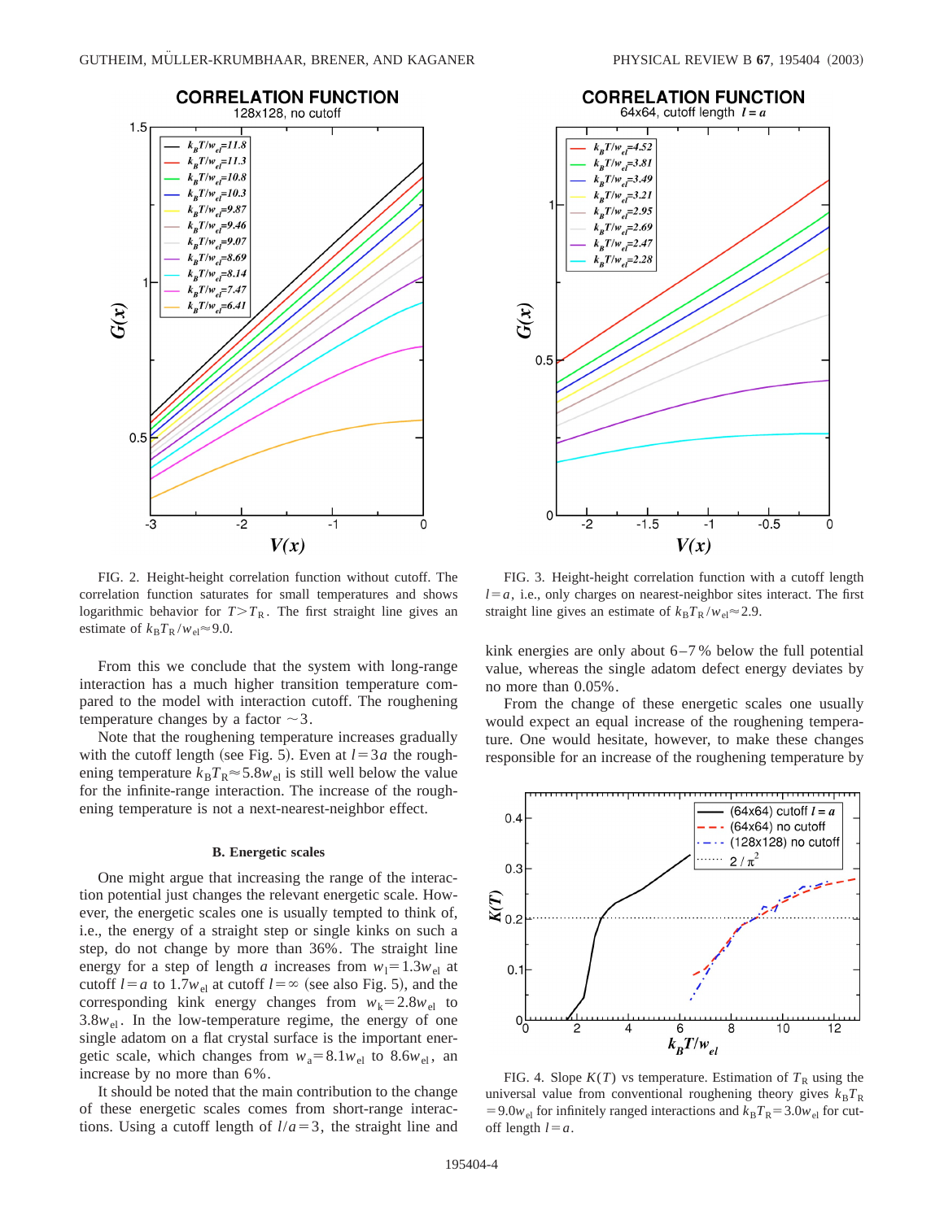FIG. 2. Height-height correlation function without cutoff. The correlation function saturates for small temperatures and shows logarithmic behavior for $T>T_R$. The first straight line gives an estimate of $k_B T_R / w_{el} \approx 9.0$.

FIG. 3. Height-height correlation function with a cutoff length $l=a$, i.e., only charges on nearest-neighbor sites interact. The first straight line gives an estimate of $k_B T_R / w_{el} \approx 2.9$.

From this we conclude that the system with long-range interaction has a much higher transition temperature compared to the model with interaction cutoff. The roughening temperature changes by a factor $\sim 3$.

Note that the roughening temperature increases gradually with the cutoff length (see Fig. 5). Even at $l=3a$ the roughening temperature $k_B T_R \approx 5.8 w_{el}$ is still well below the value for the infinite-range interaction. The increase of the roughening temperature is not a next-nearest-neighbor effect.

### B. Energetic scales

One might argue that increasing the range of the interaction potential just changes the relevant energetic scale. However, the energetic scales one is usually tempted to think of, i.e., the energy of a straight step or single kinks on such a step, do not change by more than 36%. The straight line energy for a step of length $a$ increases from $w_l = 1.3 w_{el}$ at cutoff $l=a$ to $1.7 w_{el}$ at cutoff $l=\infty$ (see also Fig. 5), and the corresponding kink energy changes from $w_k = 2.8 w_{el}$ to $3.8 w_{el}$. In the low-temperature regime, the energy of one single adatom on a flat crystal surface is the important energetic scale, which changes from $w_a = 8.1 w_{el}$ to $8.6 w_{el}$, an increase by no more than 6%.

It should be noted that the main contribution to the change of these energetic scales comes from short-range interactions. Using a cutoff length of $l/a=3$, the straight line and kink energies are only about 6–7% below the full potential value, whereas the single adatom defect energy deviates by no more than 0.05%.

From the change of these energetic scales one usually would expect an equal increase of the roughening temperature. One would hesitate, however, to make these changes responsible for an increase of the roughening temperature by

FIG. 4. Slope $K(T)$ vs temperature. Estimation of $T_R$ using the universal value from conventional roughening theory gives $k_B T_R = 9.0 w_{el}$ for infinitely ranged interactions and $k_B T_R = 3.0 w_{el}$ for cutoff length $l=a$.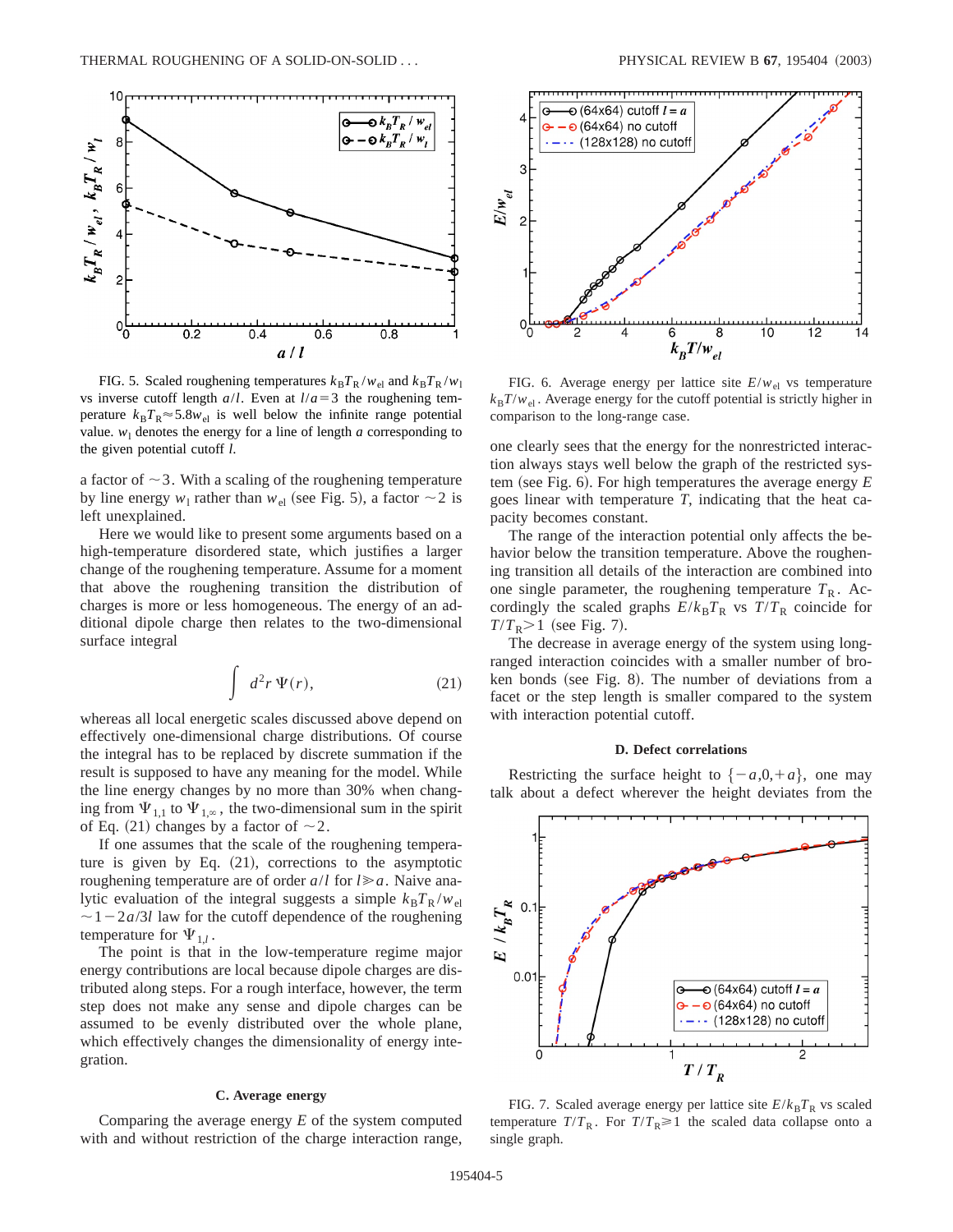FIG. 5. Scaled roughening temperatures $k_B T_R / w_{el}$ and $k_B T_R / w_l$ vs inverse cutoff length $a/l$. Even at $l/a=3$ the roughening temperature $k_B T_R \approx 5.8 w_{el}$ is well below the infinite range potential value. $w_l$ denotes the energy for a line of length $a$ corresponding to the given potential cutoff $l$.

a factor of $\sim 3$. With a scaling of the roughening temperature by line energy $w_l$ rather than $w_{el}$ (see Fig. 5), a factor $\sim 2$ is left unexplained.

Here we would like to present some arguments based on a high-temperature disordered state, which justifies a larger change of the roughening temperature. Assume for a moment that above the roughening transition the distribution of charges is more or less homogeneous. The energy of an additional dipole charge then relates to the two-dimensional surface integral

$$\int d^2 r\, \Psi(r), \tag{21}$$

whereas all local energetic scales discussed above depend on effectively one-dimensional charge distributions. Of course the integral has to be replaced by discrete summation if the result is supposed to have any meaning for the model. While the line energy changes by no more than 30% when changing from $\Psi_{1,1}$ to $\Psi_{1,\infty}$, the two-dimensional sum in the spirit of Eq. (21) changes by a factor of $\sim 2$.

If one assumes that the scale of the roughening temperature is given by Eq. (21), corrections to the asymptotic roughening temperature are of order $a/l$ for $l \gg a$. Naive analytic evaluation of the integral suggests a simple $k_B T_R / w_{el} \sim 1 - 2a/3l$ law for the cutoff dependence of the roughening temperature for $\Psi_{1,l}$.

The point is that in the low-temperature regime major energy contributions are local because dipole charges are distributed along steps. For a rough interface, however, the term step does not make any sense and dipole charges can be assumed to be evenly distributed over the whole plane, which effectively changes the dimensionality of energy integration.

### C. Average energy

Comparing the average energy $E$ of the system computed with and without restriction of the charge interaction range,

FIG. 6. Average energy per lattice site $E/w_{el}$ vs temperature $k_B T/w_{el}$. Average energy for the cutoff potential is strictly higher in comparison to the long-range case.

one clearly sees that the energy for the nonrestricted interaction always stays well below the graph of the restricted system (see Fig. 6). For high temperatures the average energy $E$ goes linear with temperature $T$, indicating that the heat capacity becomes constant.

The range of the interaction potential only affects the behavior below the transition temperature. Above the roughening transition all details of the interaction are combined into one single parameter, the roughening temperature $T_R$. Accordingly the scaled graphs $E/k_B T_R$ vs $T/T_R$ coincide for $T/T_R > 1$ (see Fig. 7).

The decrease in average energy of the system using long-ranged interaction coincides with a smaller number of broken bonds (see Fig. 8). The number of deviations from a facet or the step length is smaller compared to the system with interaction potential cutoff.

### D. Defect correlations

Restricting the surface height to $\{-a, 0, +a\}$, one may talk about a defect wherever the height deviates from the

FIG. 7. Scaled average energy per lattice site $E/k_B T_R$ vs scaled temperature $T/T_R$. For $T/T_R \gtrsim 1$ the scaled data collapse onto a single graph.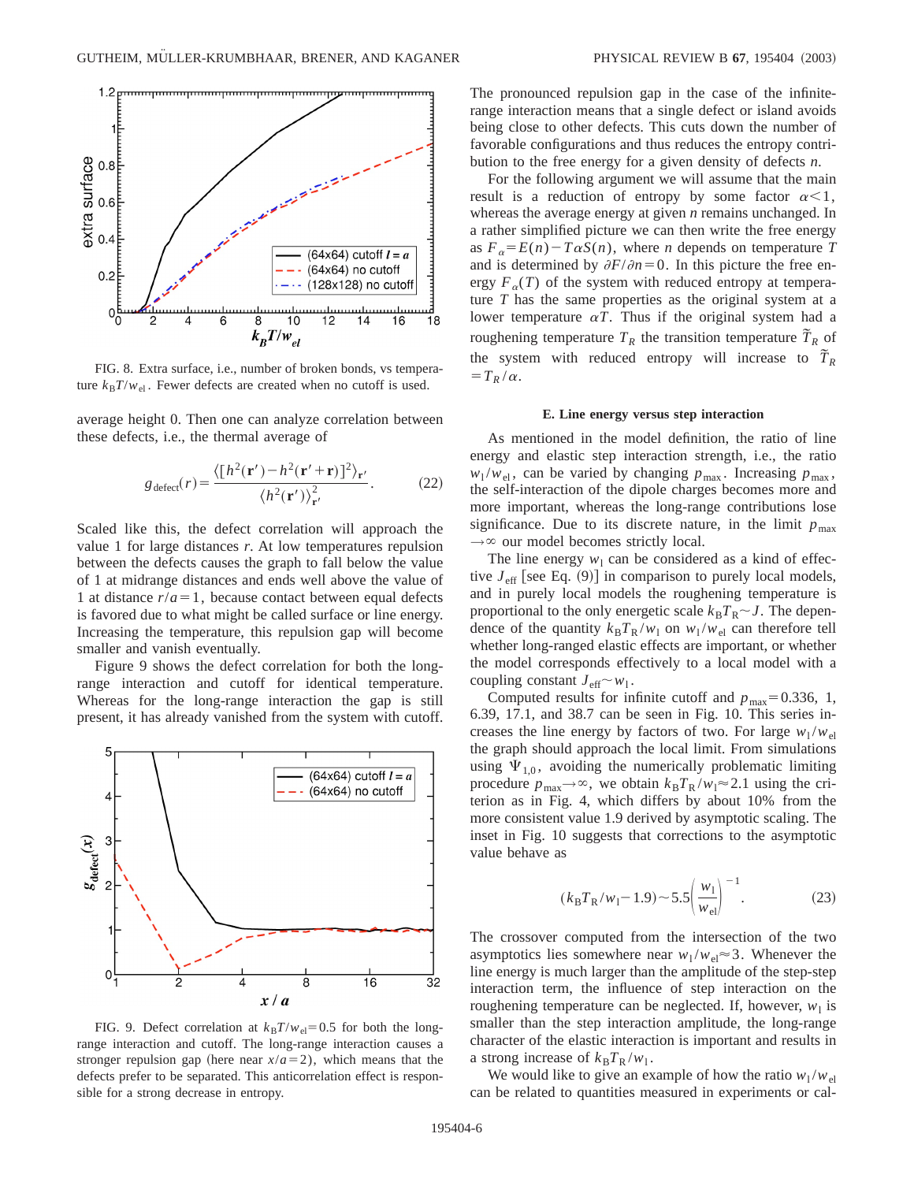FIG. 8. Extra surface, i.e., number of broken bonds, vs temperature $k_BT/w_{el}$. Fewer defects are created when no cutoff is used.

average height 0. Then one can analyze correlation between these defects, i.e., the thermal average of

$$g_{\rm defect}(r)=\frac{\langle[h^2(\mathbf{r}')-h^2(\mathbf{r}'+\mathbf{r})]^2\rangle_{\mathbf{r}'}}{\langle h^2(\mathbf{r}')\rangle^2_{\mathbf{r}'}}. \tag{22}$$

Scaled like this, the defect correlation will approach the value 1 for large distances $r$. At low temperatures repulsion between the defects causes the graph to fall below the value of 1 at midrange distances and ends well above the value of 1 at distance $r/a=1$, because contact between equal defects is favored due to what might be called surface or line energy. Increasing the temperature, this repulsion gap will become smaller and vanish eventually.

Figure 9 shows the defect correlation for both the long-range interaction and cutoff for identical temperature. Whereas for the long-range interaction the gap is still present, it has already vanished from the system with cutoff.

FIG. 9. Defect correlation at $k_BT/w_{el}=0.5$ for both the long-range interaction and cutoff. The long-range interaction causes a stronger repulsion gap (here near $x/a=2$), which means that the defects prefer to be separated. This anticorrelation effect is responsible for a strong decrease in entropy.

The pronounced repulsion gap in the case of the infinite-range interaction means that a single defect or island avoids being close to other defects. This cuts down the number of favorable configurations and thus reduces the entropy contribution to the free energy for a given density of defects $n$.

For the following argument we will assume that the main result is a reduction of entropy by some factor $\alpha<1$, whereas the average energy at given $n$ remains unchanged. In a rather simplified picture we can then write the free energy as $F_\alpha=E(n)-T\alpha S(n)$, where $n$ depends on temperature $T$ and is determined by $\partial F/\partial n=0$. In this picture the free energy $F_\alpha(T)$ of the system with reduced entropy at temperature $T$ has the same properties as the original system at a lower temperature $\alpha T$. Thus if the original system had a roughening temperature $T_R$ the transition temperature $\tilde{T}_R$ of the system with reduced entropy will increase to $\tilde{T}_R=T_R/\alpha$.

### E. Line energy versus step interaction

As mentioned in the model definition, the ratio of line energy and elastic step interaction strength, i.e., the ratio $w_l/w_{el}$, can be varied by changing $p_{max}$. Increasing $p_{max}$, the self-interaction of the dipole charges becomes more and more important, whereas the long-range contributions lose significance. Due to its discrete nature, in the limit $p_{max}\to\infty$ our model becomes strictly local.

The line energy $w_l$ can be considered as a kind of effective $J_{\rm eff}$ [see Eq. (9)] in comparison to purely local models, and in purely local models the roughening temperature is proportional to the only energetic scale $k_BT_R\sim J$. The dependence of the quantity $k_BT_R/w_l$ on $w_l/w_{el}$ can therefore tell whether long-ranged elastic effects are important, or whether the model corresponds effectively to a local model with a coupling constant $J_{\rm eff}\sim w_l$.

Computed results for infinite cutoff and $p_{max}=0.336$, 1, 6.39, 17.1, and 38.7 can be seen in Fig. 10. This series increases the line energy by factors of two. For large $w_l/w_{el}$ the graph should approach the local limit. From simulations using $\Psi_{1,0}$, avoiding the numerically problematic limiting procedure $p_{max}\to\infty$, we obtain $k_BT_R/w_l\approx 2.1$ using the criterion as in Fig. 4, which differs by about 10% from the more consistent value 1.9 derived by asymptotic scaling. The inset in Fig. 10 suggests that corrections to the asymptotic value behave as

$$(k_BT_R/w_l-1.9)\sim 5.5\left(\frac{w_l}{w_{el}}\right)^{-1}. \tag{23}$$

The crossover computed from the intersection of the two asymptotics lies somewhere near $w_l/w_{el}\approx 3$. Whenever the line energy is much larger than the amplitude of the step-step interaction term, the influence of step interaction on the roughening temperature can be neglected. If, however, $w_l$ is smaller than the step interaction amplitude, the long-range character of the elastic interaction is important and results in a strong increase of $k_BT_R/w_l$.

We would like to give an example of how the ratio $w_l/w_{el}$ can be related to quantities measured in experiments or cal-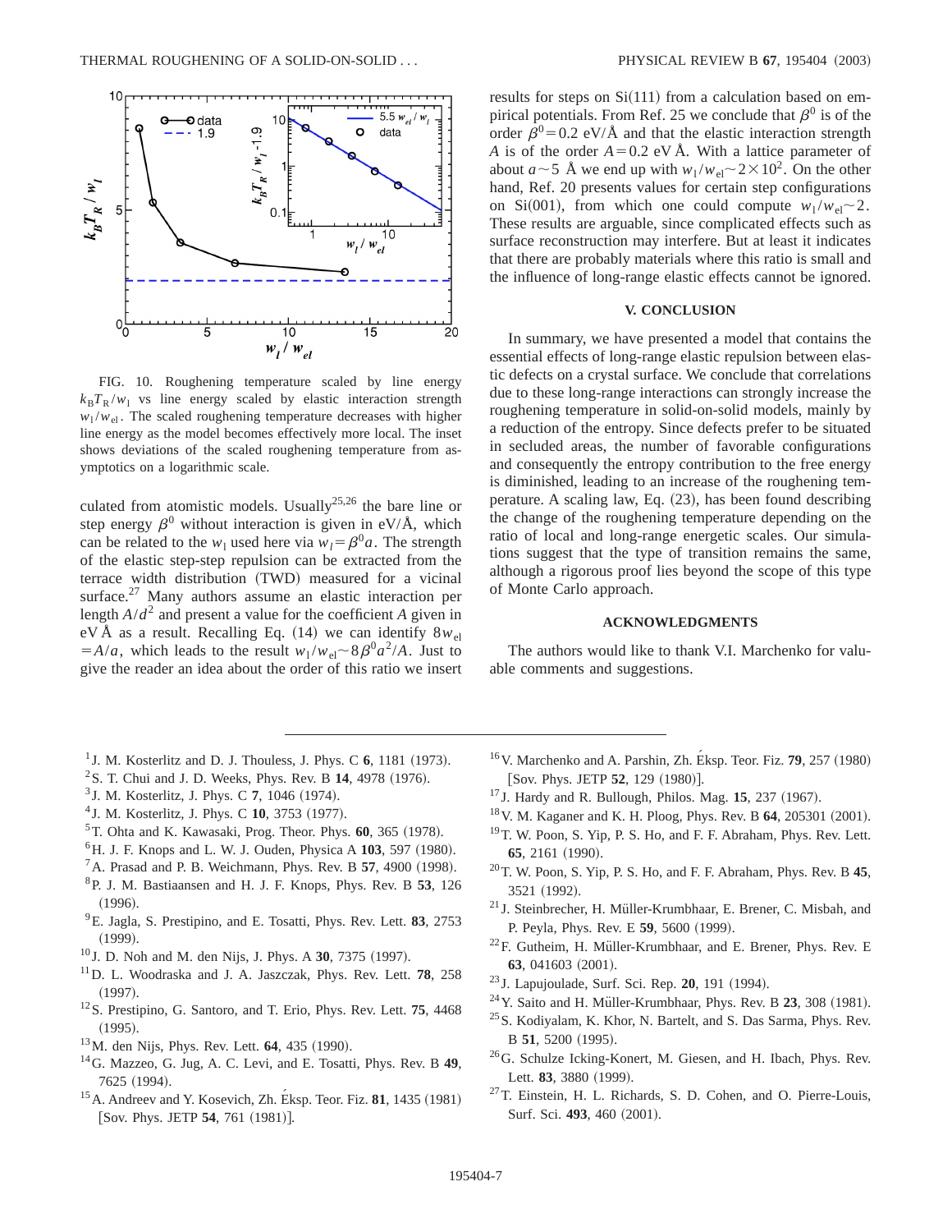10
data
1.9
$k_B T_R / w_l$
5
0
0
5
10
15
20
$w_l / w_{el}$
10
1
0.1
$k_B T_R / w_l$ -1.9
1
10
$w_l / w_{el}$
5.5 $w_{el} / w_l$
data

FIG. 10. Roughening temperature scaled by line energy $k_B T_R / w_1$ vs line energy scaled by elastic interaction strength $w_1 / w_{el}$. The scaled roughening temperature decreases with higher line energy as the model becomes effectively more local. The inset shows deviations of the scaled roughening temperature from asymptotics on a logarithmic scale.

culated from atomistic models. Usually[25,26] the bare line or step energy $\beta^0$ without interaction is given in eV/Å, which can be related to the $w_1$ used here via $w_l = \beta^0 a$. The strength of the elastic step-step repulsion can be extracted from the terrace width distribution (TWD) measured for a vicinal surface.[27] Many authors assume an elastic interaction per length $A/d^2$ and present a value for the coefficient $A$ given in eV Å as a result. Recalling Eq. (14) we can identify $8w_{el} = A/a$, which leads to the result $w_1/w_{el} \sim 8\beta^0 a^2/A$. Just to give the reader an idea about the order of this ratio we insert results for steps on Si(111) from a calculation based on empirical potentials. From Ref. 25 we conclude that $\beta^0$ is of the order $\beta^0 = 0.2$ eV/Å and that the elastic interaction strength $A$ is of the order $A = 0.2$ eV Å. With a lattice parameter of about $a \sim 5$ Å we end up with $w_1/w_{el} \sim 2\times 10^2$. On the other hand, Ref. 20 presents values for certain step configurations on Si(001), from which one could compute $w_1/w_{el} \sim 2$. These results are arguable, since complicated effects such as surface reconstruction may interfere. But at least it indicates that there are probably materials where this ratio is small and the influence of long-range elastic effects cannot be ignored.

## V. CONCLUSION

In summary, we have presented a model that contains the essential effects of long-range elastic repulsion between elastic defects on a crystal surface. We conclude that correlations due to these long-range interactions can strongly increase the roughening temperature in solid-on-solid models, mainly by a reduction of the entropy. Since defects prefer to be situated in secluded areas, the number of favorable configurations and consequently the entropy contribution to the free energy is diminished, leading to an increase of the roughening temperature. A scaling law, Eq. (23), has been found describing the change of the roughening temperature depending on the ratio of local and long-range energetic scales. Our simulations suggest that the type of transition remains the same, although a rigorous proof lies beyond the scope of this type of Monte Carlo approach.

## ACKNOWLEDGMENTS

The authors would like to thank V.I. Marchenko for valuable comments and suggestions.

---

[1] J. M. Kosterlitz and D. J. Thouless, J. Phys. C **6**, 1181 (1973).
[2] S. T. Chui and J. D. Weeks, Phys. Rev. B **14**, 4978 (1976).
[3] J. M. Kosterlitz, J. Phys. C **7**, 1046 (1974).
[4] J. M. Kosterlitz, J. Phys. C **10**, 3753 (1977).
[5] T. Ohta and K. Kawasaki, Prog. Theor. Phys. **60**, 365 (1978).
[6] H. J. F. Knops and L. W. J. Ouden, Physica A **103**, 597 (1980).
[7] A. Prasad and P. B. Weichmann, Phys. Rev. B **57**, 4900 (1998).
[8] P. J. M. Bastiaansen and H. J. F. Knops, Phys. Rev. B **53**, 126 (1996).
[9] E. Jagla, S. Prestipino, and E. Tosatti, Phys. Rev. Lett. **83**, 2753 (1999).
[10] J. D. Noh and M. den Nijs, J. Phys. A **30**, 7375 (1997).
[11] D. L. Woodraska and J. A. Jaszczak, Phys. Rev. Lett. **78**, 258 (1997).
[12] S. Prestipino, G. Santoro, and T. Erio, Phys. Rev. Lett. **75**, 4468 (1995).
[13] M. den Nijs, Phys. Rev. Lett. **64**, 435 (1990).
[14] G. Mazzeo, G. Jug, A. C. Levi, and E. Tosatti, Phys. Rev. B **49**, 7625 (1994).
[15] A. Andreev and Y. Kosevich, Zh. Éksp. Teor. Fiz. **81**, 1435 (1981) [Sov. Phys. JETP **54**, 761 (1981)].
[16] V. Marchenko and A. Parshin, Zh. Éksp. Teor. Fiz. **79**, 257 (1980) [Sov. Phys. JETP **52**, 129 (1980)].
[17] J. Hardy and R. Bullough, Philos. Mag. **15**, 237 (1967).
[18] V. M. Kaganer and K. H. Ploog, Phys. Rev. B **64**, 205301 (2001).
[19] T. W. Poon, S. Yip, P. S. Ho, and F. F. Abraham, Phys. Rev. Lett. **65**, 2161 (1990).
[20] T. W. Poon, S. Yip, P. S. Ho, and F. F. Abraham, Phys. Rev. B **45**, 3521 (1992).
[21] J. Steinbrecher, H. Müller-Krumbhaar, E. Brener, C. Misbah, and P. Peyla, Phys. Rev. E **59**, 5600 (1999).
[22] F. Gutheim, H. Müller-Krumbhaar, and E. Brener, Phys. Rev. E **63**, 041603 (2001).
[23] J. Lapujoulade, Surf. Sci. Rep. **20**, 191 (1994).
[24] Y. Saito and H. Müller-Krumbhaar, Phys. Rev. B **23**, 308 (1981).
[25] S. Kodiyalam, K. Khor, N. Bartelt, and S. Das Sarma, Phys. Rev. B **51**, 5200 (1995).
[26] G. Schulze Icking-Konert, M. Giesen, and H. Ibach, Phys. Rev. Lett. **83**, 3880 (1999).
[27] T. Einstein, H. L. Richards, S. D. Cohen, and O. Pierre-Louis, Surf. Sci. **493**, 460 (2001).